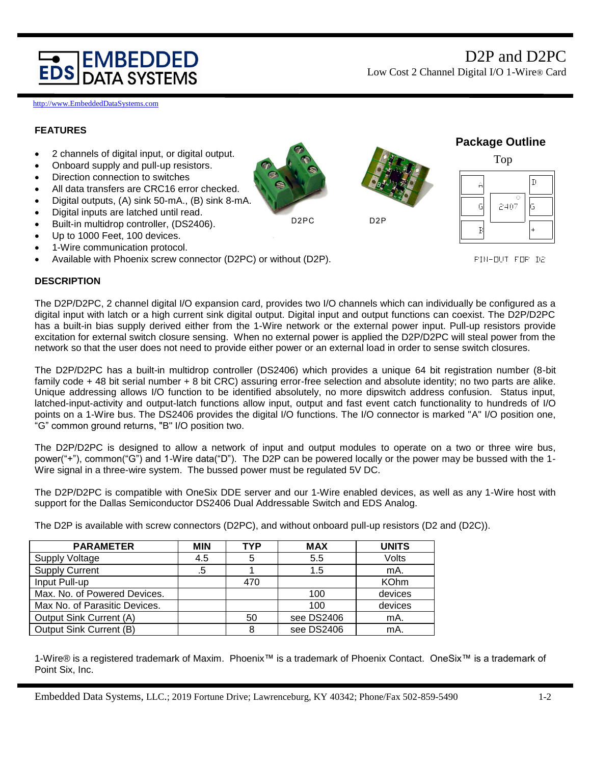# D2P and D2PC

Low Cost 2 Channel Digital I/O 1-Wire® Card

http://www.EmbeddedDataSystems.com

## FEATURES

- 2 channels of digital input, or digital output.
- Onboard supply and pull-up resistors.
- Direction connection to switches
- All data transfers are CRC16 error checked.
- Digital outputs, (A) sink 50-mA., (B) sink 8-mA.
- Digital inputs are latched until read.
- Built-in multidrop controller, (DS2406).
- Up to 1000 Feet, 100 devices.
- 1-Wire communication protocol.
- Available with Phoenix screw connector (D2PC) or without (D2P).

D2PC

D2P

**Package Outline**

Top

PIN-OUT FOR D2

## DESCRIPTION

The D2P/D2PC, 2 channel digital I/O expansion card, provides two I/O channels which can individually be configured as a digital input with latch or a high current sink digital output. Digital input and output functions can coexist. The D2P/D2PC has a built-in bias supply derived either from the 1-Wire network or the external power input. Pull-up resistors provide excitation for external switch closure sensing. When no external power is applied the D2P/D2PC will steal power from the network so that the user does not need to provide either power or an external load in order to sense switch closures.

The D2P/D2PC has a built-in multidrop controller (DS2406) which provides a unique 64 bit registration number (8-bit family code + 48 bit serial number + 8 bit CRC) assuring error-free selection and absolute identity; no two parts are alike. Unique addressing allows I/O function to be identified absolutely, no more dipswitch address confusion. Status input, latched-input-activity and output-latch functions allow input, output and fast event catch functionality to hundreds of I/O points on a 1-Wire bus. The DS2406 provides the digital I/O functions. The I/O connector is marked "A" I/O position one, “G” common ground returns, "B" I/O position two.

The D2P/D2PC is designed to allow a network of input and output modules to operate on a two or three wire bus, power(“+”), common(“G”) and 1-Wire data(“D”). The D2P can be powered locally or the power may be bussed with the 1-Wire signal in a three-wire system. The bussed power must be regulated 5V DC.

The D2P/D2PC is compatible with OneSix DDE server and our 1-Wire enabled devices, as well as any 1-Wire host with support for the Dallas Semiconductor DS2406 Dual Addressable Switch and EDS Analog.

The D2P is available with screw connectors (D2PC), and without onboard pull-up resistors (D2 and (D2C)).

| PARAMETER | MIN | TYP | MAX | UNITS |
|---|---|---|---|---|
| Supply Voltage | 4.5 | 5 | 5.5 | Volts |
| Supply Current | .5 | 1 | 1.5 | mA. |
| Input Pull-up | | 470 | | KOhm |
| Max. No. of Powered Devices. | | | 100 | devices |
| Max No. of Parasitic Devices. | | | 100 | devices |
| Output Sink Current (A) | | 50 | see DS2406 | mA. |
| Output Sink Current (B) | | 8 | see DS2406 | mA. |

1-Wire® is a registered trademark of Maxim. Phoenix™ is a trademark of Phoenix Contact. OneSix™ is a trademark of Point Six, Inc.

Embedded Data Systems, LLC.; 2019 Fortune Drive; Lawrenceburg, KY 40342; Phone/Fax 502-859-5490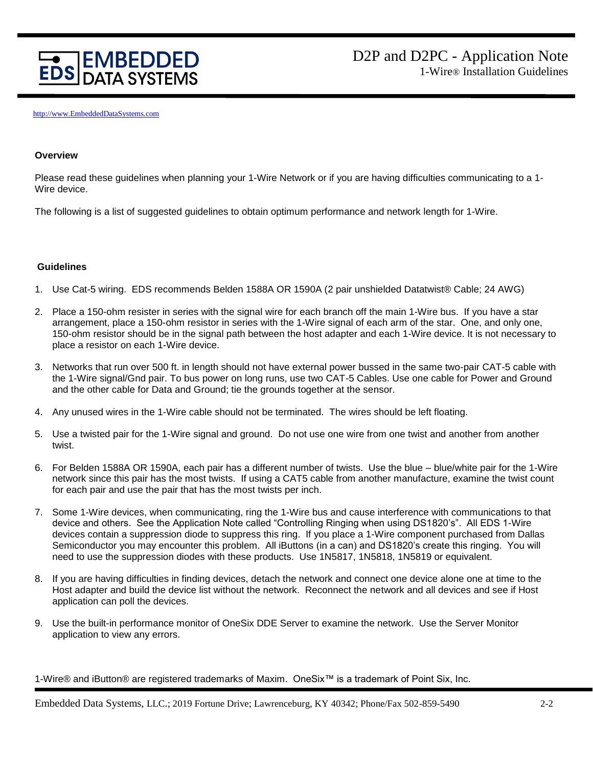http://www.EmbeddedDataSystems.com

### Overview

Please read these guidelines when planning your 1-Wire Network or if you are having difficulties communicating to a 1-Wire device.

The following is a list of suggested guidelines to obtain optimum performance and network length for 1-Wire.

### Guidelines

1. Use Cat-5 wiring. EDS recommends Belden 1588A OR 1590A (2 pair unshielded Datatwist® Cable; 24 AWG)

2. Place a 150-ohm resister in series with the signal wire for each branch off the main 1-Wire bus. If you have a star arrangement, place a 150-ohm resistor in series with the 1-Wire signal of each arm of the star. One, and only one, 150-ohm resistor should be in the signal path between the host adapter and each 1-Wire device. It is not necessary to place a resistor on each 1-Wire device.

3. Networks that run over 500 ft. in length should not have external power bussed in the same two-pair CAT-5 cable with the 1-Wire signal/Gnd pair. To bus power on long runs, use two CAT-5 Cables. Use one cable for Power and Ground and the other cable for Data and Ground; tie the grounds together at the sensor.

4. Any unused wires in the 1-Wire cable should not be terminated. The wires should be left floating.

5. Use a twisted pair for the 1-Wire signal and ground. Do not use one wire from one twist and another from another twist.

6. For Belden 1588A OR 1590A, each pair has a different number of twists. Use the blue – blue/white pair for the 1-Wire network since this pair has the most twists. If using a CAT5 cable from another manufacture, examine the twist count for each pair and use the pair that has the most twists per inch.

7. Some 1-Wire devices, when communicating, ring the 1-Wire bus and cause interference with communications to that device and others. See the Application Note called "Controlling Ringing when using DS1820's". All EDS 1-Wire devices contain a suppression diode to suppress this ring. If you place a 1-Wire component purchased from Dallas Semiconductor you may encounter this problem. All iButtons (in a can) and DS1820's create this ringing. You will need to use the suppression diodes with these products. Use 1N5817, 1N5818, 1N5819 or equivalent.

8. If you are having difficulties in finding devices, detach the network and connect one device alone one at time to the Host adapter and build the device list without the network. Reconnect the network and all devices and see if Host application can poll the devices.

9. Use the built-in performance monitor of OneSix DDE Server to examine the network. Use the Server Monitor application to view any errors.

1-Wire® and iButton® are registered trademarks of Maxim. OneSix™ is a trademark of Point Six, Inc.